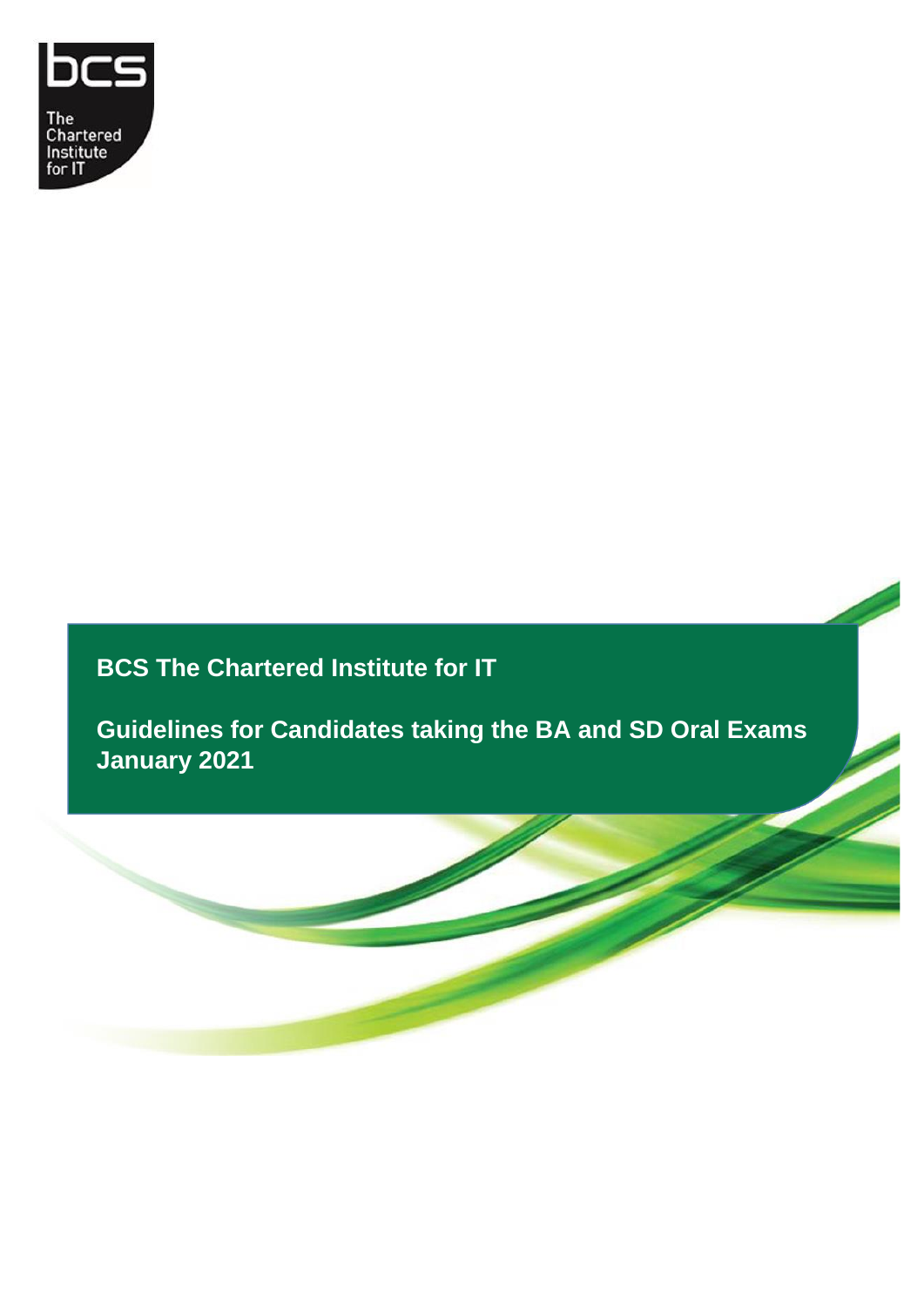bcs

The Chartered Institute for IT

# BCS The Chartered Institute for IT

## Guidelines for Candidates taking the BA and SD Oral Exams January 2021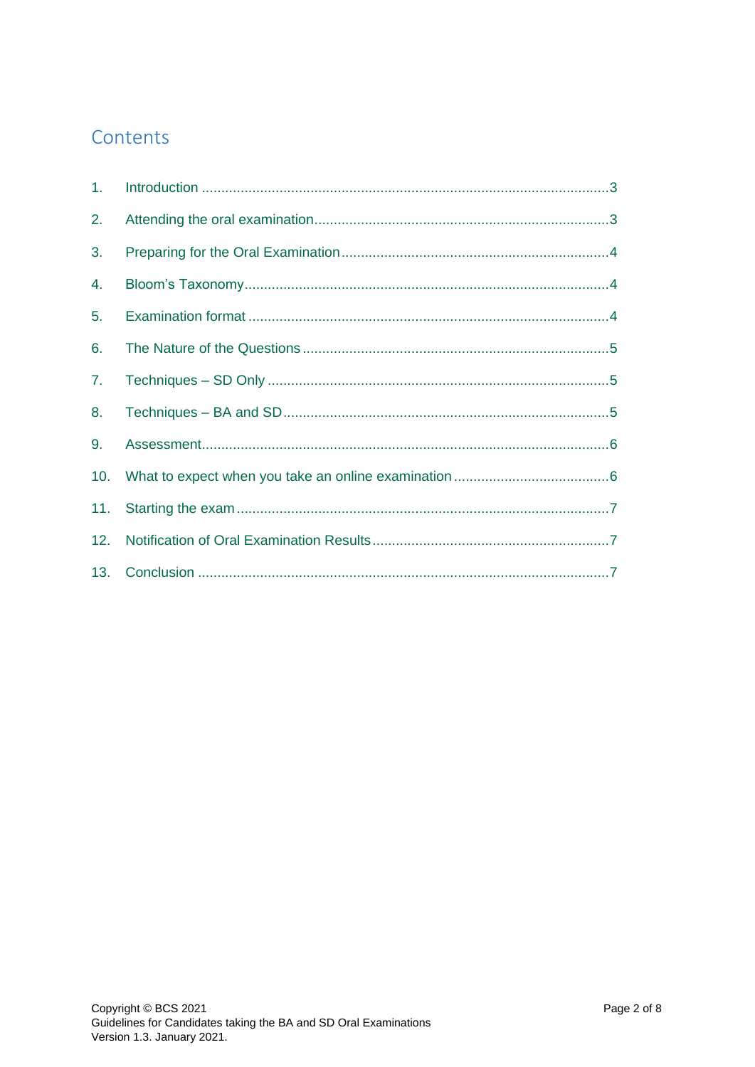# Contents

1. Introduction ........................................................................................................3
2. Attending the oral examination...........................................................................3
3. Preparing for the Oral Examination....................................................................4
4. Bloom's Taxonomy.............................................................................................4
5. Examination format ............................................................................................4
6. The Nature of the Questions ..............................................................................5
7. Techniques – SD Only .......................................................................................5
8. Techniques – BA and SD...................................................................................5
9. Assessment........................................................................................................6
10. What to expect when you take an online examination ........................................6
11. Starting the exam ..............................................................................................7
12. Notification of Oral Examination Results............................................................7
13. Conclusion .........................................................................................................7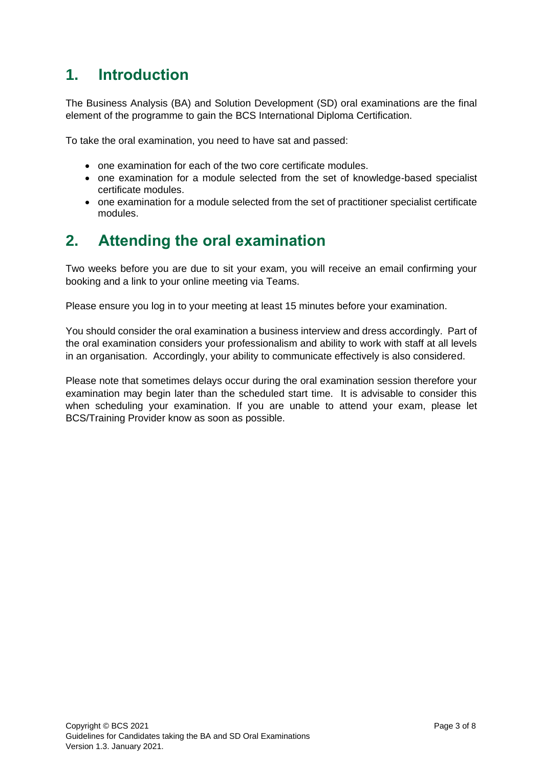## 1. Introduction

The Business Analysis (BA) and Solution Development (SD) oral examinations are the final element of the programme to gain the BCS International Diploma Certification.

To take the oral examination, you need to have sat and passed:

- one examination for each of the two core certificate modules.
- one examination for a module selected from the set of knowledge-based specialist certificate modules.
- one examination for a module selected from the set of practitioner specialist certificate modules.

## 2. Attending the oral examination

Two weeks before you are due to sit your exam, you will receive an email confirming your booking and a link to your online meeting via Teams.

Please ensure you log in to your meeting at least 15 minutes before your examination.

You should consider the oral examination a business interview and dress accordingly. Part of the oral examination considers your professionalism and ability to work with staff at all levels in an organisation. Accordingly, your ability to communicate effectively is also considered.

Please note that sometimes delays occur during the oral examination session therefore your examination may begin later than the scheduled start time. It is advisable to consider this when scheduling your examination. If you are unable to attend your exam, please let BCS/Training Provider know as soon as possible.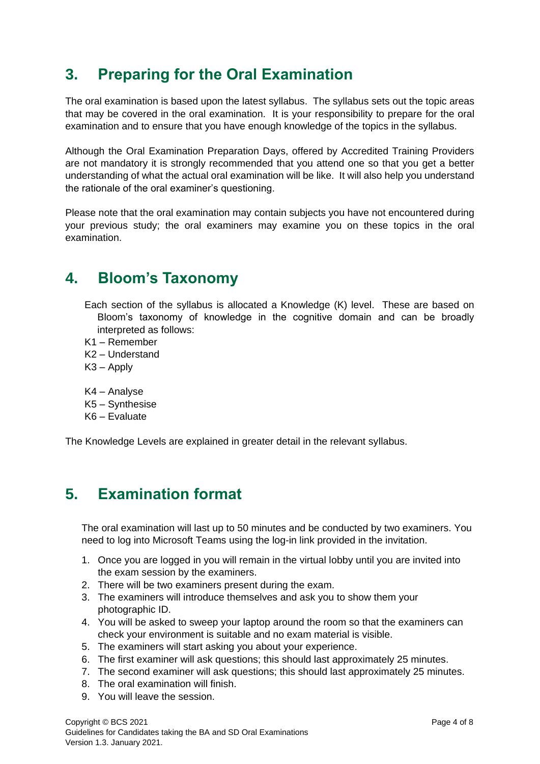## 3. Preparing for the Oral Examination

The oral examination is based upon the latest syllabus. The syllabus sets out the topic areas that may be covered in the oral examination. It is your responsibility to prepare for the oral examination and to ensure that you have enough knowledge of the topics in the syllabus.

Although the Oral Examination Preparation Days, offered by Accredited Training Providers are not mandatory it is strongly recommended that you attend one so that you get a better understanding of what the actual oral examination will be like. It will also help you understand the rationale of the oral examiner's questioning.

Please note that the oral examination may contain subjects you have not encountered during your previous study; the oral examiners may examine you on these topics in the oral examination.

## 4. Bloom's Taxonomy

Each section of the syllabus is allocated a Knowledge (K) level. These are based on Bloom's taxonomy of knowledge in the cognitive domain and can be broadly interpreted as follows:

K1 – Remember
K2 – Understand
K3 – Apply

K4 – Analyse
K5 – Synthesise
K6 – Evaluate

The Knowledge Levels are explained in greater detail in the relevant syllabus.

## 5. Examination format

The oral examination will last up to 50 minutes and be conducted by two examiners. You need to log into Microsoft Teams using the log-in link provided in the invitation.

1. Once you are logged in you will remain in the virtual lobby until you are invited into the exam session by the examiners.
2. There will be two examiners present during the exam.
3. The examiners will introduce themselves and ask you to show them your photographic ID.
4. You will be asked to sweep your laptop around the room so that the examiners can check your environment is suitable and no exam material is visible.
5. The examiners will start asking you about your experience.
6. The first examiner will ask questions; this should last approximately 25 minutes.
7. The second examiner will ask questions; this should last approximately 25 minutes.
8. The oral examination will finish.
9. You will leave the session.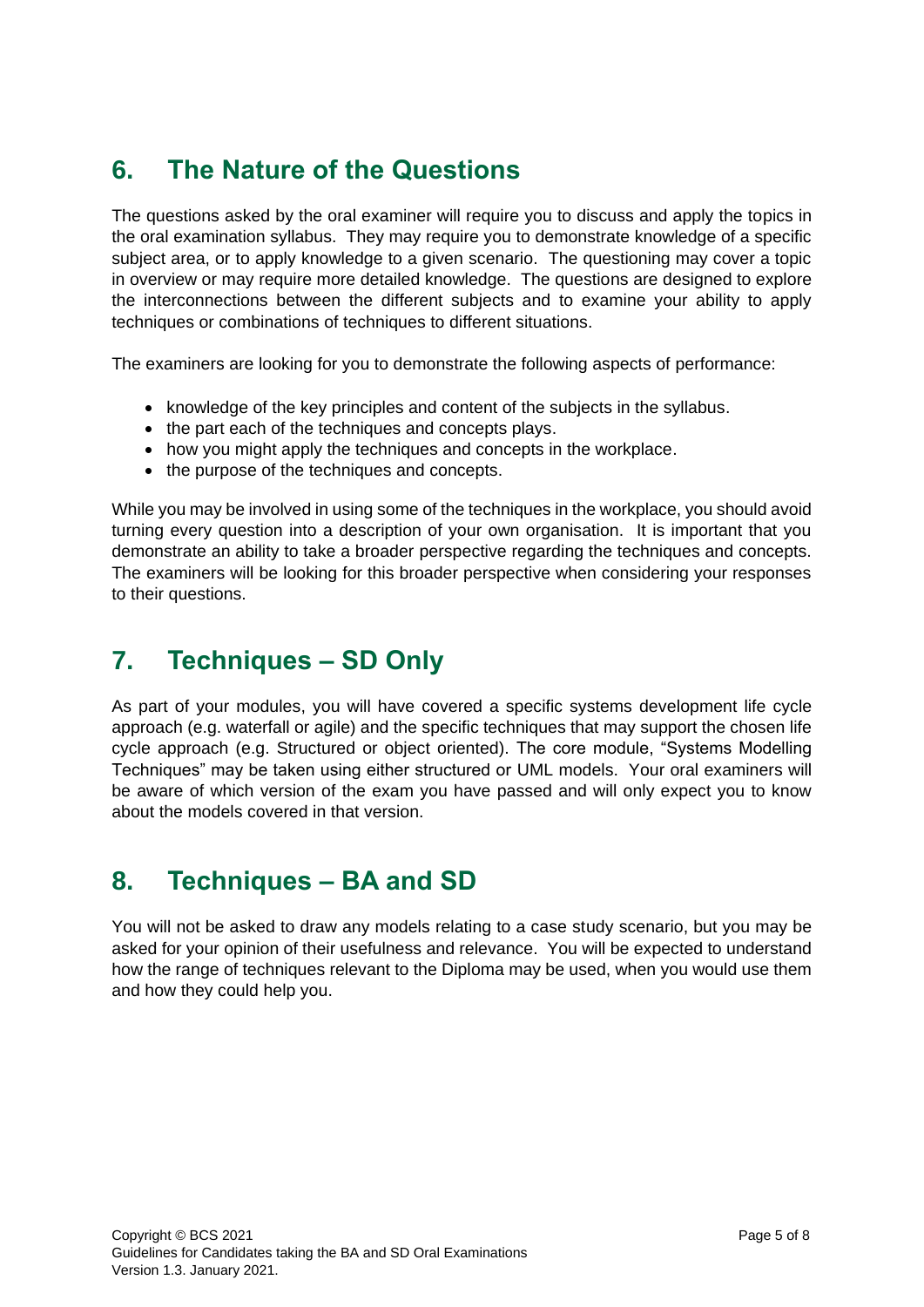## 6. The Nature of the Questions

The questions asked by the oral examiner will require you to discuss and apply the topics in the oral examination syllabus. They may require you to demonstrate knowledge of a specific subject area, or to apply knowledge to a given scenario. The questioning may cover a topic in overview or may require more detailed knowledge. The questions are designed to explore the interconnections between the different subjects and to examine your ability to apply techniques or combinations of techniques to different situations.

The examiners are looking for you to demonstrate the following aspects of performance:

- knowledge of the key principles and content of the subjects in the syllabus.
- the part each of the techniques and concepts plays.
- how you might apply the techniques and concepts in the workplace.
- the purpose of the techniques and concepts.

While you may be involved in using some of the techniques in the workplace, you should avoid turning every question into a description of your own organisation. It is important that you demonstrate an ability to take a broader perspective regarding the techniques and concepts. The examiners will be looking for this broader perspective when considering your responses to their questions.

## 7. Techniques – SD Only

As part of your modules, you will have covered a specific systems development life cycle approach (e.g. waterfall or agile) and the specific techniques that may support the chosen life cycle approach (e.g. Structured or object oriented). The core module, "Systems Modelling Techniques" may be taken using either structured or UML models. Your oral examiners will be aware of which version of the exam you have passed and will only expect you to know about the models covered in that version.

## 8. Techniques – BA and SD

You will not be asked to draw any models relating to a case study scenario, but you may be asked for your opinion of their usefulness and relevance. You will be expected to understand how the range of techniques relevant to the Diploma may be used, when you would use them and how they could help you.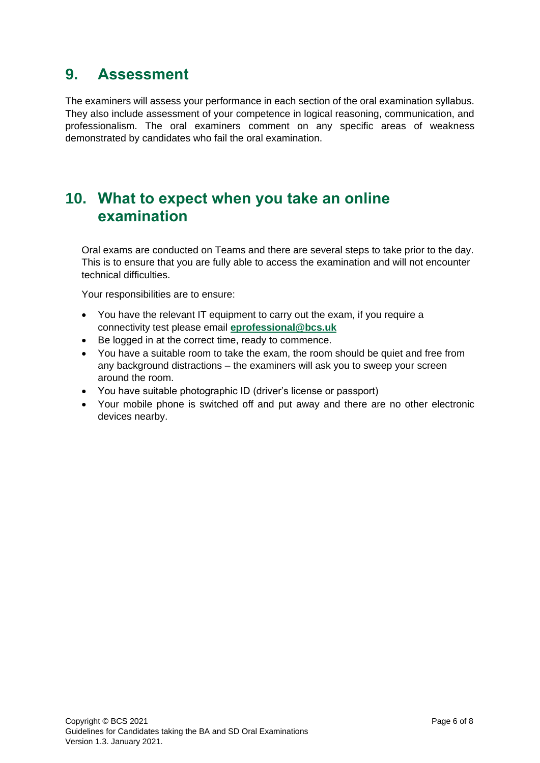## 9. Assessment

The examiners will assess your performance in each section of the oral examination syllabus. They also include assessment of your competence in logical reasoning, communication, and professionalism. The oral examiners comment on any specific areas of weakness demonstrated by candidates who fail the oral examination.

## 10. What to expect when you take an online examination

Oral exams are conducted on Teams and there are several steps to take prior to the day. This is to ensure that you are fully able to access the examination and will not encounter technical difficulties.

Your responsibilities are to ensure:

- You have the relevant IT equipment to carry out the exam, if you require a connectivity test please email **eprofessional@bcs.uk**
- Be logged in at the correct time, ready to commence.
- You have a suitable room to take the exam, the room should be quiet and free from any background distractions – the examiners will ask you to sweep your screen around the room.
- You have suitable photographic ID (driver's license or passport)
- Your mobile phone is switched off and put away and there are no other electronic devices nearby.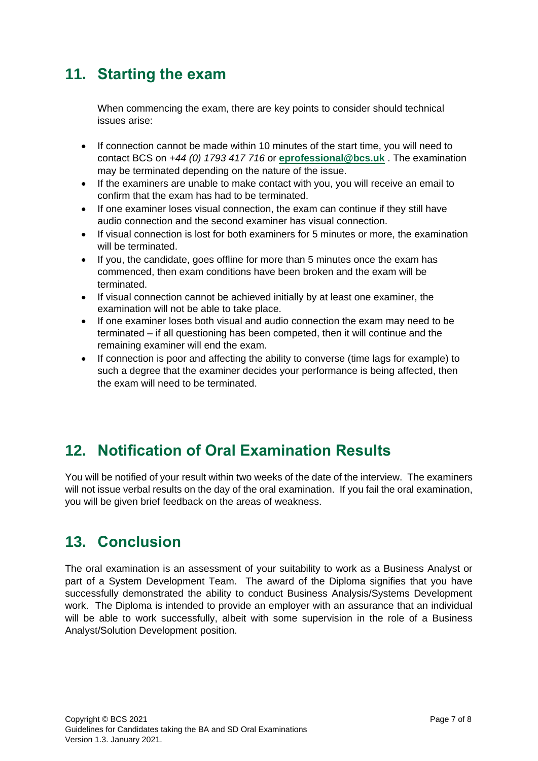## 11. Starting the exam

When commencing the exam, there are key points to consider should technical issues arise:

- If connection cannot be made within 10 minutes of the start time, you will need to contact BCS on *+44 (0) 1793 417 716* or **eprofessional@bcs.uk** . The examination may be terminated depending on the nature of the issue.
- If the examiners are unable to make contact with you, you will receive an email to confirm that the exam has had to be terminated.
- If one examiner loses visual connection, the exam can continue if they still have audio connection and the second examiner has visual connection.
- If visual connection is lost for both examiners for 5 minutes or more, the examination will be terminated.
- If you, the candidate, goes offline for more than 5 minutes once the exam has commenced, then exam conditions have been broken and the exam will be terminated.
- If visual connection cannot be achieved initially by at least one examiner, the examination will not be able to take place.
- If one examiner loses both visual and audio connection the exam may need to be terminated – if all questioning has been competed, then it will continue and the remaining examiner will end the exam.
- If connection is poor and affecting the ability to converse (time lags for example) to such a degree that the examiner decides your performance is being affected, then the exam will need to be terminated.

## 12. Notification of Oral Examination Results

You will be notified of your result within two weeks of the date of the interview. The examiners will not issue verbal results on the day of the oral examination. If you fail the oral examination, you will be given brief feedback on the areas of weakness.

## 13. Conclusion

The oral examination is an assessment of your suitability to work as a Business Analyst or part of a System Development Team. The award of the Diploma signifies that you have successfully demonstrated the ability to conduct Business Analysis/Systems Development work. The Diploma is intended to provide an employer with an assurance that an individual will be able to work successfully, albeit with some supervision in the role of a Business Analyst/Solution Development position.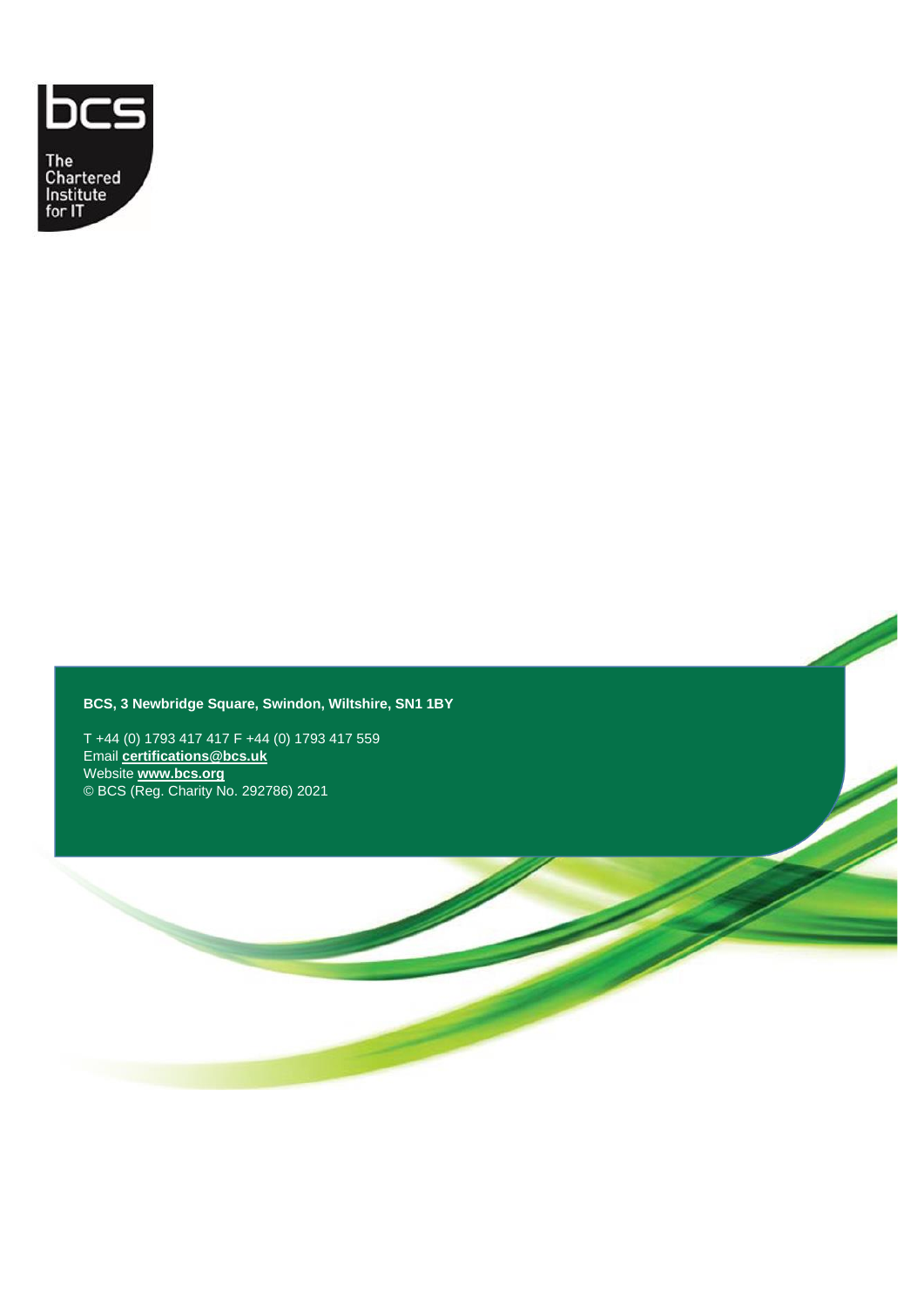**BCS, 3 Newbridge Square, Swindon, Wiltshire, SN1 1BY**

T +44 (0) 1793 417 417 F +44 (0) 1793 417 559
Email **certifications@bcs.uk**
Website **www.bcs.org**
© BCS (Reg. Charity No. 292786) 2021